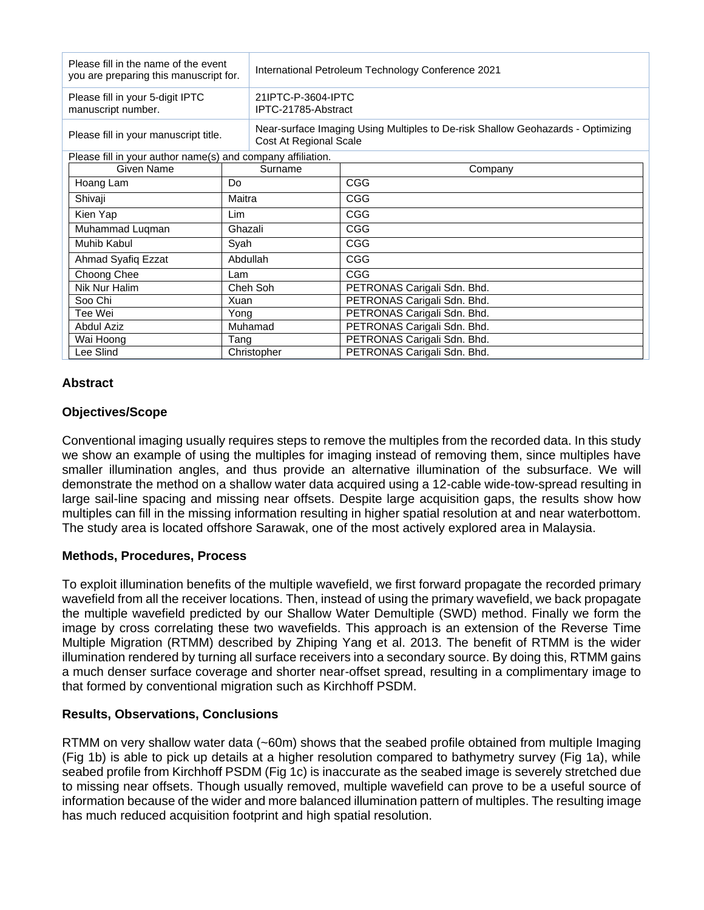| Please fill in the name of the event you are preparing this manuscript for. | International Petroleum Technology Conference 2021 |
|---|---|
| Please fill in your 5-digit IPTC manuscript number. | 21IPTC-P-3604-IPTC IPTC-21785-Abstract |
| Please fill in your manuscript title. | Near-surface Imaging Using Multiples to De-risk Shallow Geohazards - Optimizing Cost At Regional Scale |

Please fill in your author name(s) and company affiliation.

| Given Name | Surname | Company |
|---|---|---|
| Hoang Lam | Do | CGG |
| Shivaji | Maitra | CGG |
| Kien Yap | Lim | CGG |
| Muhammad Luqman | Ghazali | CGG |
| Muhib Kabul | Syah | CGG |
| Ahmad Syafiq Ezzat | Abdullah | CGG |
| Choong Chee | Lam | CGG |
| Nik Nur Halim | Cheh Soh | PETRONAS Carigali Sdn. Bhd. |
| Soo Chi | Xuan | PETRONAS Carigali Sdn. Bhd. |
| Tee Wei | Yong | PETRONAS Carigali Sdn. Bhd. |
| Abdul Aziz | Muhamad | PETRONAS Carigali Sdn. Bhd. |
| Wai Hoong | Tang | PETRONAS Carigali Sdn. Bhd. |
| Lee Slind | Christopher | PETRONAS Carigali Sdn. Bhd. |

## Abstract

### Objectives/Scope

Conventional imaging usually requires steps to remove the multiples from the recorded data. In this study we show an example of using the multiples for imaging instead of removing them, since multiples have smaller illumination angles, and thus provide an alternative illumination of the subsurface. We will demonstrate the method on a shallow water data acquired using a 12-cable wide-tow-spread resulting in large sail-line spacing and missing near offsets. Despite large acquisition gaps, the results show how multiples can fill in the missing information resulting in higher spatial resolution at and near waterbottom. The study area is located offshore Sarawak, one of the most actively explored area in Malaysia.

### Methods, Procedures, Process

To exploit illumination benefits of the multiple wavefield, we first forward propagate the recorded primary wavefield from all the receiver locations. Then, instead of using the primary wavefield, we back propagate the multiple wavefield predicted by our Shallow Water Demultiple (SWD) method. Finally we form the image by cross correlating these two wavefields. This approach is an extension of the Reverse Time Multiple Migration (RTMM) described by Zhiping Yang et al. 2013. The benefit of RTMM is the wider illumination rendered by turning all surface receivers into a secondary source. By doing this, RTMM gains a much denser surface coverage and shorter near-offset spread, resulting in a complimentary image to that formed by conventional migration such as Kirchhoff PSDM.

### Results, Observations, Conclusions

RTMM on very shallow water data (~60m) shows that the seabed profile obtained from multiple Imaging (Fig 1b) is able to pick up details at a higher resolution compared to bathymetry survey (Fig 1a), while seabed profile from Kirchhoff PSDM (Fig 1c) is inaccurate as the seabed image is severely stretched due to missing near offsets. Though usually removed, multiple wavefield can prove to be a useful source of information because of the wider and more balanced illumination pattern of multiples. The resulting image has much reduced acquisition footprint and high spatial resolution.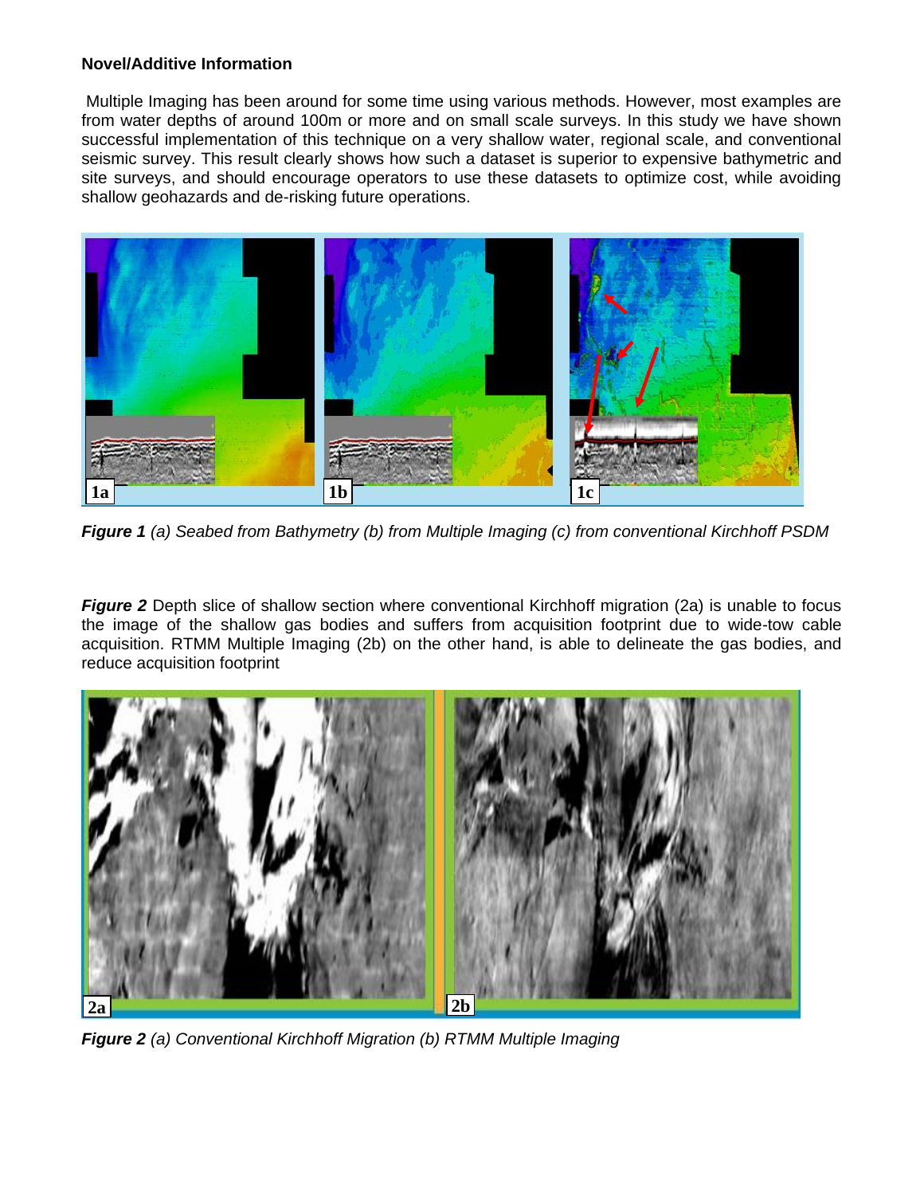**Novel/Additive Information**

Multiple Imaging has been around for some time using various methods. However, most examples are from water depths of around 100m or more and on small scale surveys. In this study we have shown successful implementation of this technique on a very shallow water, regional scale, and conventional seismic survey. This result clearly shows how such a dataset is superior to expensive bathymetric and site surveys, and should encourage operators to use these datasets to optimize cost, while avoiding shallow geohazards and de-risking future operations.

***Figure 1*** *(a) Seabed from Bathymetry (b) from Multiple Imaging (c) from conventional Kirchhoff PSDM*

***Figure 2*** Depth slice of shallow section where conventional Kirchhoff migration (2a) is unable to focus the image of the shallow gas bodies and suffers from acquisition footprint due to wide-tow cable acquisition. RTMM Multiple Imaging (2b) on the other hand, is able to delineate the gas bodies, and reduce acquisition footprint

***Figure 2*** *(a) Conventional Kirchhoff Migration (b) RTMM Multiple Imaging*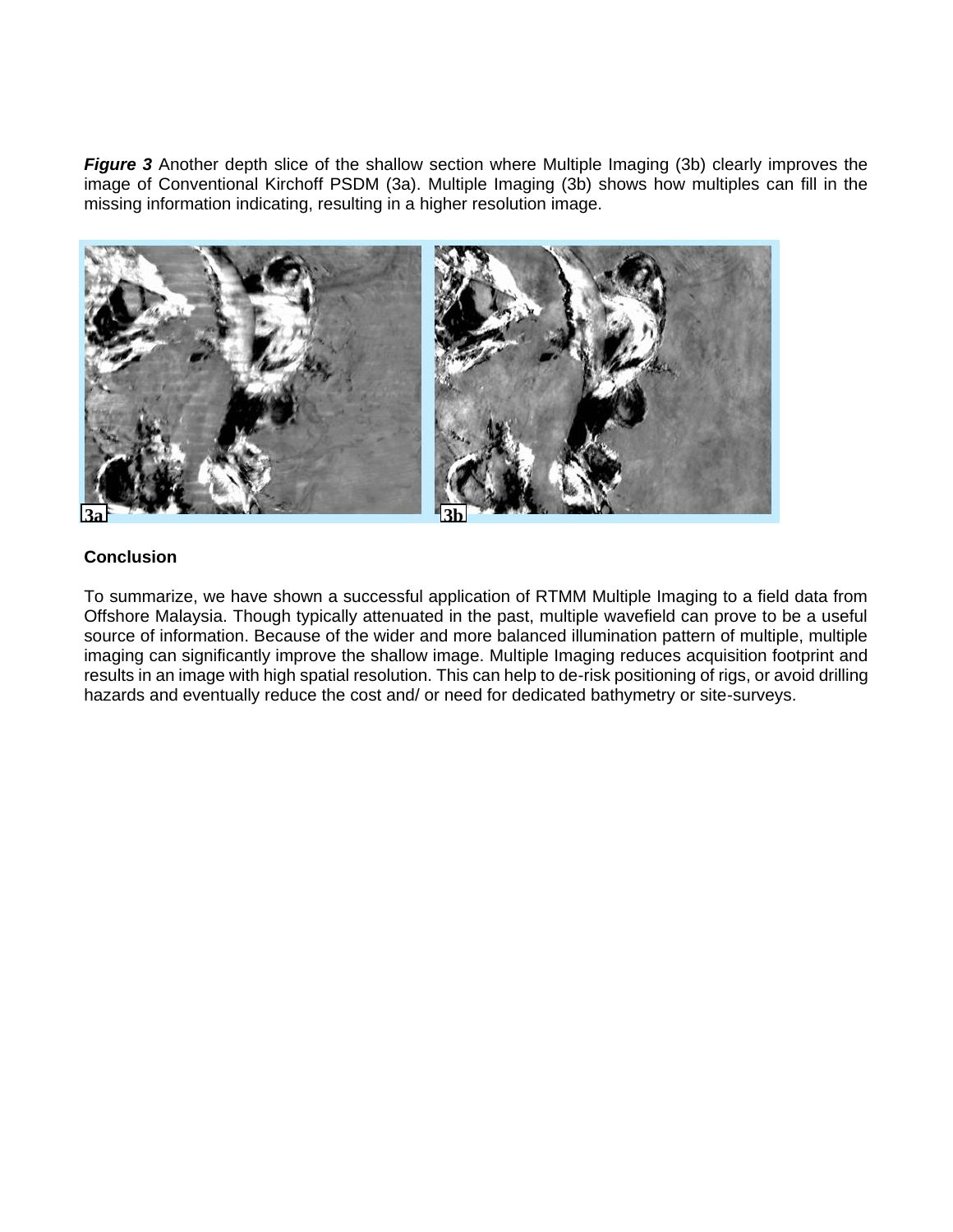***Figure 3*** Another depth slice of the shallow section where Multiple Imaging (3b) clearly improves the image of Conventional Kirchoff PSDM (3a). Multiple Imaging (3b) shows how multiples can fill in the missing information indicating, resulting in a higher resolution image.

3a

3b

**Conclusion**

To summarize, we have shown a successful application of RTMM Multiple Imaging to a field data from Offshore Malaysia. Though typically attenuated in the past, multiple wavefield can prove to be a useful source of information. Because of the wider and more balanced illumination pattern of multiple, multiple imaging can significantly improve the shallow image. Multiple Imaging reduces acquisition footprint and results in an image with high spatial resolution. This can help to de-risk positioning of rigs, or avoid drilling hazards and eventually reduce the cost and/ or need for dedicated bathymetry or site-surveys.